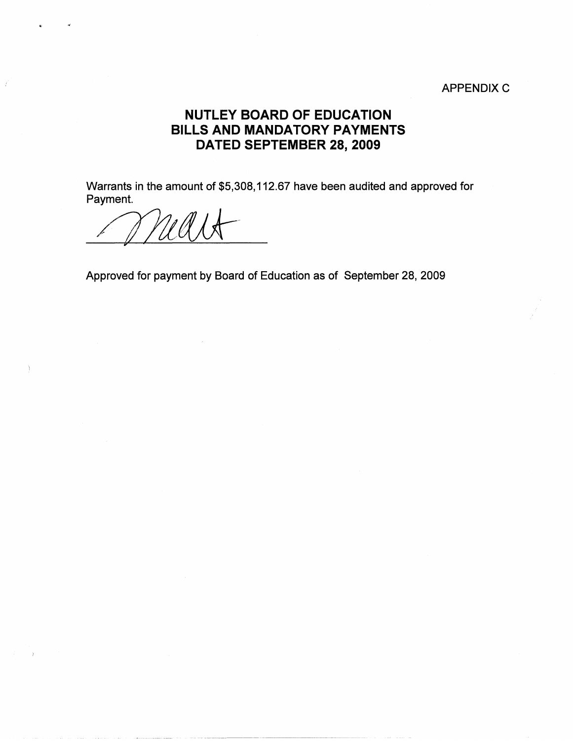APPENDIX C

# NUTLEY BOARD OF EDUCATION
# BILLS AND MANDATORY PAYMENTS
# DATED SEPTEMBER 28, 2009

Warrants in the amount of $5,308,112.67 have been audited and approved for Payment.

Approved for payment by Board of Education as of September 28, 2009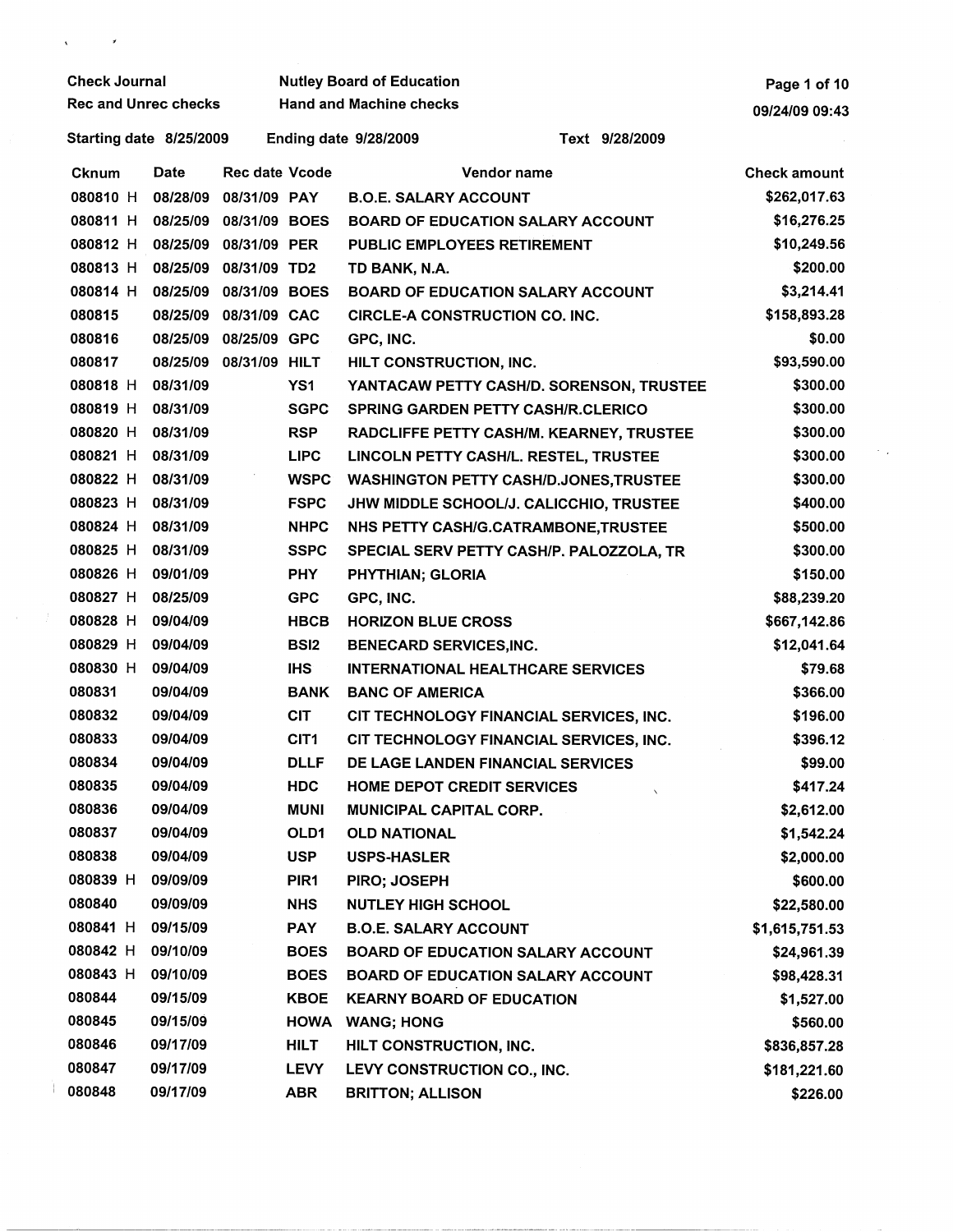Check Journal — Nutley Board of Education

Rec and Unrec checks — Hand and Machine checks

09/24/09 09:43

Starting date 8/25/2009 — Ending date 9/28/2009 — Text 9/28/2009

| Cknum | Date | Rec date | Vcode | Vendor name | Check amount |
|---|---|---|---|---|---|
| 080810 H | 08/28/09 | 08/31/09 | PAY | B.O.E. SALARY ACCOUNT | $262,017.63 |
| 080811 H | 08/25/09 | 08/31/09 | BOES | BOARD OF EDUCATION SALARY ACCOUNT | $16,276.25 |
| 080812 H | 08/25/09 | 08/31/09 | PER | PUBLIC EMPLOYEES RETIREMENT | $10,249.56 |
| 080813 H | 08/25/09 | 08/31/09 | TD2 | TD BANK, N.A. | $200.00 |
| 080814 H | 08/25/09 | 08/31/09 | BOES | BOARD OF EDUCATION SALARY ACCOUNT | $3,214.41 |
| 080815 | 08/25/09 | 08/31/09 | CAC | CIRCLE-A CONSTRUCTION CO. INC. | $158,893.28 |
| 080816 | 08/25/09 | 08/25/09 | GPC | GPC, INC. | $0.00 |
| 080817 | 08/25/09 | 08/31/09 | HILT | HILT CONSTRUCTION, INC. | $93,590.00 |
| 080818 H | 08/31/09 | | YS1 | YANTACAW PETTY CASH/D. SORENSON, TRUSTEE | $300.00 |
| 080819 H | 08/31/09 | | SGPC | SPRING GARDEN PETTY CASH/R.CLERICO | $300.00 |
| 080820 H | 08/31/09 | | RSP | RADCLIFFE PETTY CASH/M. KEARNEY, TRUSTEE | $300.00 |
| 080821 H | 08/31/09 | | LIPC | LINCOLN PETTY CASH/L. RESTEL, TRUSTEE | $300.00 |
| 080822 H | 08/31/09 | | WSPC | WASHINGTON PETTY CASH/D.JONES,TRUSTEE | $300.00 |
| 080823 H | 08/31/09 | | FSPC | JHW MIDDLE SCHOOL/J. CALICCHIO, TRUSTEE | $400.00 |
| 080824 H | 08/31/09 | | NHPC | NHS PETTY CASH/G.CATRAMBONE,TRUSTEE | $500.00 |
| 080825 H | 08/31/09 | | SSPC | SPECIAL SERV PETTY CASH/P. PALOZZOLA, TR | $300.00 |
| 080826 H | 09/01/09 | | PHY | PHYTHIAN; GLORIA | $150.00 |
| 080827 H | 08/25/09 | | GPC | GPC, INC. | $88,239.20 |
| 080828 H | 09/04/09 | | HBCB | HORIZON BLUE CROSS | $667,142.86 |
| 080829 H | 09/04/09 | | BSI2 | BENECARD SERVICES,INC. | $12,041.64 |
| 080830 H | 09/04/09 | | IHS | INTERNATIONAL HEALTHCARE SERVICES | $79.68 |
| 080831 | 09/04/09 | | BANK | BANC OF AMERICA | $366.00 |
| 080832 | 09/04/09 | | CIT | CIT TECHNOLOGY FINANCIAL SERVICES, INC. | $196.00 |
| 080833 | 09/04/09 | | CIT1 | CIT TECHNOLOGY FINANCIAL SERVICES, INC. | $396.12 |
| 080834 | 09/04/09 | | DLLF | DE LAGE LANDEN FINANCIAL SERVICES | $99.00 |
| 080835 | 09/04/09 | | HDC | HOME DEPOT CREDIT SERVICES | $417.24 |
| 080836 | 09/04/09 | | MUNI | MUNICIPAL CAPITAL CORP. | $2,612.00 |
| 080837 | 09/04/09 | | OLD1 | OLD NATIONAL | $1,542.24 |
| 080838 | 09/04/09 | | USP | USPS-HASLER | $2,000.00 |
| 080839 H | 09/09/09 | | PIR1 | PIRO; JOSEPH | $600.00 |
| 080840 | 09/09/09 | | NHS | NUTLEY HIGH SCHOOL | $22,580.00 |
| 080841 H | 09/15/09 | | PAY | B.O.E. SALARY ACCOUNT | $1,615,751.53 |
| 080842 H | 09/10/09 | | BOES | BOARD OF EDUCATION SALARY ACCOUNT | $24,961.39 |
| 080843 H | 09/10/09 | | BOES | BOARD OF EDUCATION SALARY ACCOUNT | $98,428.31 |
| 080844 | 09/15/09 | | KBOE | KEARNY BOARD OF EDUCATION | $1,527.00 |
| 080845 | 09/15/09 | | HOWA | WANG; HONG | $560.00 |
| 080846 | 09/17/09 | | HILT | HILT CONSTRUCTION, INC. | $836,857.28 |
| 080847 | 09/17/09 | | LEVY | LEVY CONSTRUCTION CO., INC. | $181,221.60 |
| 080848 | 09/17/09 | | ABR | BRITTON; ALLISON | $226.00 |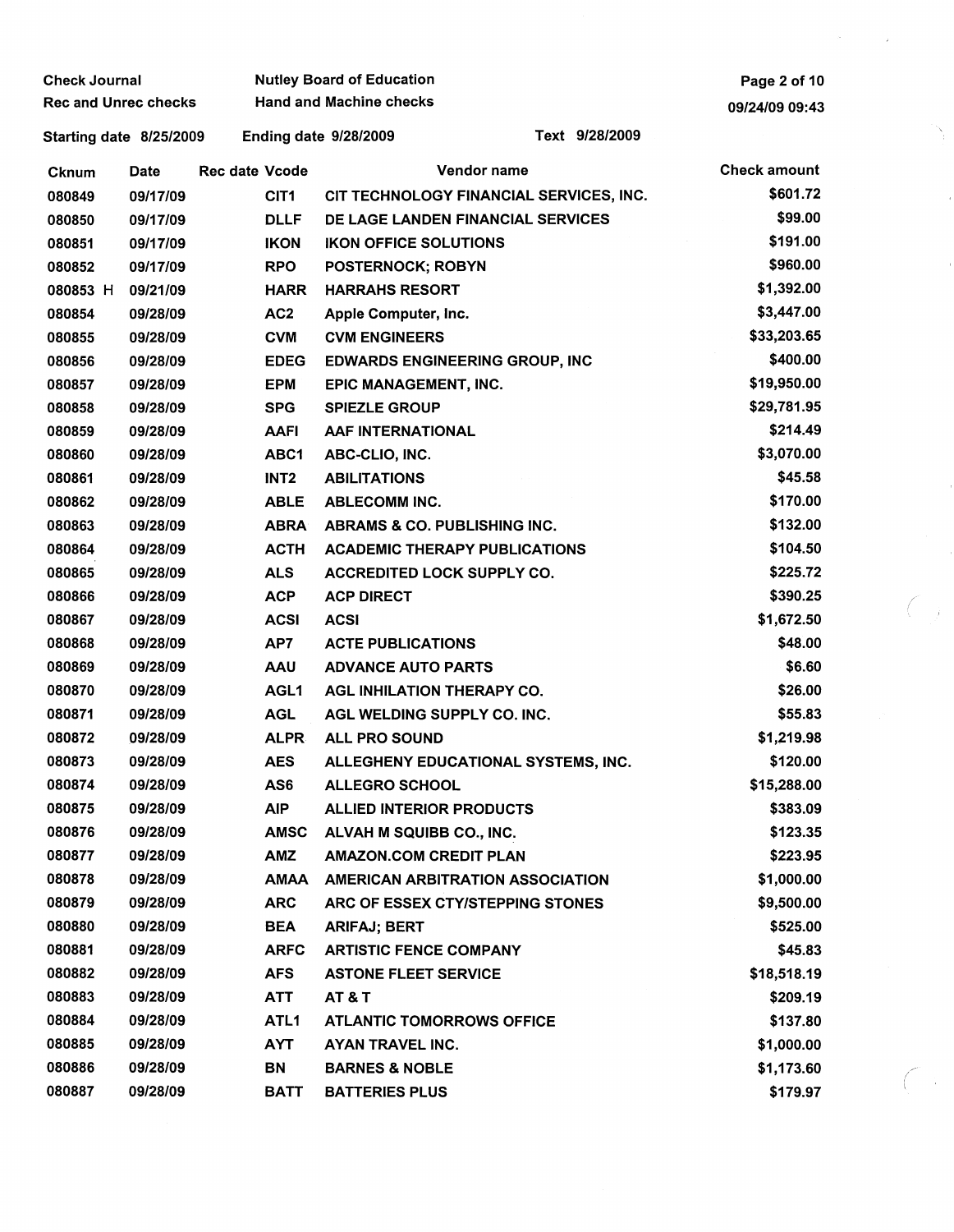Check Journal | Nutley Board of Education
Rec and Unrec checks | Hand and Machine checks

Starting date 8/25/2009 | Ending date 9/28/2009 | Text 9/28/2009

| Cknum | Date | Rec date | Vcode | Vendor name | Check amount |
|---|---|---|---|---|---|
| 080849 | 09/17/09 | | CIT1 | CIT TECHNOLOGY FINANCIAL SERVICES, INC. | $601.72 |
| 080850 | 09/17/09 | | DLLF | DE LAGE LANDEN FINANCIAL SERVICES | $99.00 |
| 080851 | 09/17/09 | | IKON | IKON OFFICE SOLUTIONS | $191.00 |
| 080852 | 09/17/09 | | RPO | POSTERNOCK; ROBYN | $960.00 |
| 080853 H | 09/21/09 | | HARR | HARRAHS RESORT | $1,392.00 |
| 080854 | 09/28/09 | | AC2 | Apple Computer, Inc. | $3,447.00 |
| 080855 | 09/28/09 | | CVM | CVM ENGINEERS | $33,203.65 |
| 080856 | 09/28/09 | | EDEG | EDWARDS ENGINEERING GROUP, INC | $400.00 |
| 080857 | 09/28/09 | | EPM | EPIC MANAGEMENT, INC. | $19,950.00 |
| 080858 | 09/28/09 | | SPG | SPIEZLE GROUP | $29,781.95 |
| 080859 | 09/28/09 | | AAFI | AAF INTERNATIONAL | $214.49 |
| 080860 | 09/28/09 | | ABC1 | ABC-CLIO, INC. | $3,070.00 |
| 080861 | 09/28/09 | | INT2 | ABILITATIONS | $45.58 |
| 080862 | 09/28/09 | | ABLE | ABLECOMM INC. | $170.00 |
| 080863 | 09/28/09 | | ABRA | ABRAMS & CO. PUBLISHING INC. | $132.00 |
| 080864 | 09/28/09 | | ACTH | ACADEMIC THERAPY PUBLICATIONS | $104.50 |
| 080865 | 09/28/09 | | ALS | ACCREDITED LOCK SUPPLY CO. | $225.72 |
| 080866 | 09/28/09 | | ACP | ACP DIRECT | $390.25 |
| 080867 | 09/28/09 | | ACSI | ACSI | $1,672.50 |
| 080868 | 09/28/09 | | AP7 | ACTE PUBLICATIONS | $48.00 |
| 080869 | 09/28/09 | | AAU | ADVANCE AUTO PARTS | $6.60 |
| 080870 | 09/28/09 | | AGL1 | AGL INHILATION THERAPY CO. | $26.00 |
| 080871 | 09/28/09 | | AGL | AGL WELDING SUPPLY CO. INC. | $55.83 |
| 080872 | 09/28/09 | | ALPR | ALL PRO SOUND | $1,219.98 |
| 080873 | 09/28/09 | | AES | ALLEGHENY EDUCATIONAL SYSTEMS, INC. | $120.00 |
| 080874 | 09/28/09 | | AS6 | ALLEGRO SCHOOL | $15,288.00 |
| 080875 | 09/28/09 | | AIP | ALLIED INTERIOR PRODUCTS | $383.09 |
| 080876 | 09/28/09 | | AMSC | ALVAH M SQUIBB CO., INC. | $123.35 |
| 080877 | 09/28/09 | | AMZ | AMAZON.COM CREDIT PLAN | $223.95 |
| 080878 | 09/28/09 | | AMAA | AMERICAN ARBITRATION ASSOCIATION | $1,000.00 |
| 080879 | 09/28/09 | | ARC | ARC OF ESSEX CTY/STEPPING STONES | $9,500.00 |
| 080880 | 09/28/09 | | BEA | ARIFAJ; BERT | $525.00 |
| 080881 | 09/28/09 | | ARFC | ARTISTIC FENCE COMPANY | $45.83 |
| 080882 | 09/28/09 | | AFS | ASTONE FLEET SERVICE | $18,518.19 |
| 080883 | 09/28/09 | | ATT | AT & T | $209.19 |
| 080884 | 09/28/09 | | ATL1 | ATLANTIC TOMORROWS OFFICE | $137.80 |
| 080885 | 09/28/09 | | AYT | AYAN TRAVEL INC. | $1,000.00 |
| 080886 | 09/28/09 | | BN | BARNES & NOBLE | $1,173.60 |
| 080887 | 09/28/09 | | BATT | BATTERIES PLUS | $179.97 |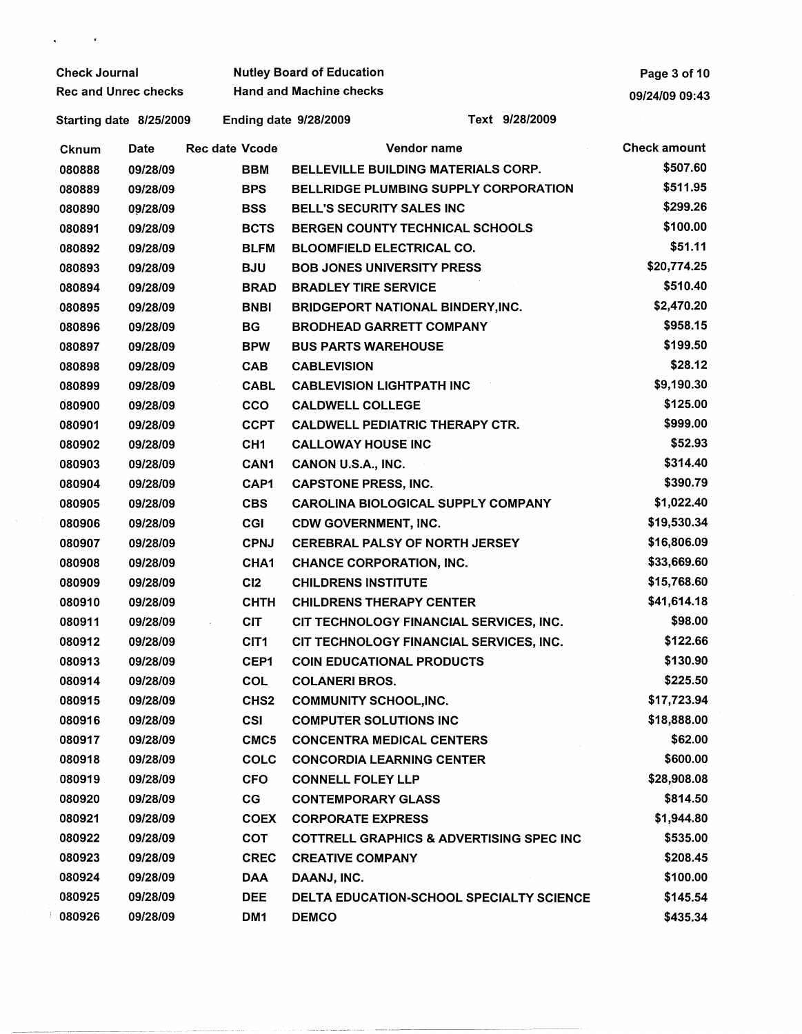Check Journal | Nutley Board of Education
Rec and Unrec checks | Hand and Machine checks

Starting date 8/25/2009 | Ending date 9/28/2009 | Text 9/28/2009

| Cknum | Date | Rec date | Vcode | Vendor name | Check amount |
|---|---|---|---|---|---|
| 080888 | 09/28/09 | | BBM | BELLEVILLE BUILDING MATERIALS CORP. | $507.60 |
| 080889 | 09/28/09 | | BPS | BELLRIDGE PLUMBING SUPPLY CORPORATION | $511.95 |
| 080890 | 09/28/09 | | BSS | BELL'S SECURITY SALES INC | $299.26 |
| 080891 | 09/28/09 | | BCTS | BERGEN COUNTY TECHNICAL SCHOOLS | $100.00 |
| 080892 | 09/28/09 | | BLFM | BLOOMFIELD ELECTRICAL CO. | $51.11 |
| 080893 | 09/28/09 | | BJU | BOB JONES UNIVERSITY PRESS | $20,774.25 |
| 080894 | 09/28/09 | | BRAD | BRADLEY TIRE SERVICE | $510.40 |
| 080895 | 09/28/09 | | BNBI | BRIDGEPORT NATIONAL BINDERY,INC. | $2,470.20 |
| 080896 | 09/28/09 | | BG | BRODHEAD GARRETT COMPANY | $958.15 |
| 080897 | 09/28/09 | | BPW | BUS PARTS WAREHOUSE | $199.50 |
| 080898 | 09/28/09 | | CAB | CABLEVISION | $28.12 |
| 080899 | 09/28/09 | | CABL | CABLEVISION LIGHTPATH INC | $9,190.30 |
| 080900 | 09/28/09 | | CCO | CALDWELL COLLEGE | $125.00 |
| 080901 | 09/28/09 | | CCPT | CALDWELL PEDIATRIC THERAPY CTR. | $999.00 |
| 080902 | 09/28/09 | | CH1 | CALLOWAY HOUSE INC | $52.93 |
| 080903 | 09/28/09 | | CAN1 | CANON U.S.A., INC. | $314.40 |
| 080904 | 09/28/09 | | CAP1 | CAPSTONE PRESS, INC. | $390.79 |
| 080905 | 09/28/09 | | CBS | CAROLINA BIOLOGICAL SUPPLY COMPANY | $1,022.40 |
| 080906 | 09/28/09 | | CGI | CDW GOVERNMENT, INC. | $19,530.34 |
| 080907 | 09/28/09 | | CPNJ | CEREBRAL PALSY OF NORTH JERSEY | $16,806.09 |
| 080908 | 09/28/09 | | CHA1 | CHANCE CORPORATION, INC. | $33,669.60 |
| 080909 | 09/28/09 | | CI2 | CHILDRENS INSTITUTE | $15,768.60 |
| 080910 | 09/28/09 | | CHTH | CHILDRENS THERAPY CENTER | $41,614.18 |
| 080911 | 09/28/09 | | CIT | CIT TECHNOLOGY FINANCIAL SERVICES, INC. | $98.00 |
| 080912 | 09/28/09 | | CIT1 | CIT TECHNOLOGY FINANCIAL SERVICES, INC. | $122.66 |
| 080913 | 09/28/09 | | CEP1 | COIN EDUCATIONAL PRODUCTS | $130.90 |
| 080914 | 09/28/09 | | COL | COLANERI BROS. | $225.50 |
| 080915 | 09/28/09 | | CHS2 | COMMUNITY SCHOOL,INC. | $17,723.94 |
| 080916 | 09/28/09 | | CSI | COMPUTER SOLUTIONS INC | $18,888.00 |
| 080917 | 09/28/09 | | CMC5 | CONCENTRA MEDICAL CENTERS | $62.00 |
| 080918 | 09/28/09 | | COLC | CONCORDIA LEARNING CENTER | $600.00 |
| 080919 | 09/28/09 | | CFO | CONNELL FOLEY LLP | $28,908.08 |
| 080920 | 09/28/09 | | CG | CONTEMPORARY GLASS | $814.50 |
| 080921 | 09/28/09 | | COEX | CORPORATE EXPRESS | $1,944.80 |
| 080922 | 09/28/09 | | COT | COTTRELL GRAPHICS & ADVERTISING SPEC INC | $535.00 |
| 080923 | 09/28/09 | | CREC | CREATIVE COMPANY | $208.45 |
| 080924 | 09/28/09 | | DAA | DAANJ, INC. | $100.00 |
| 080925 | 09/28/09 | | DEE | DELTA EDUCATION-SCHOOL SPECIALTY SCIENCE | $145.54 |
| 080926 | 09/28/09 | | DM1 | DEMCO | $435.34 |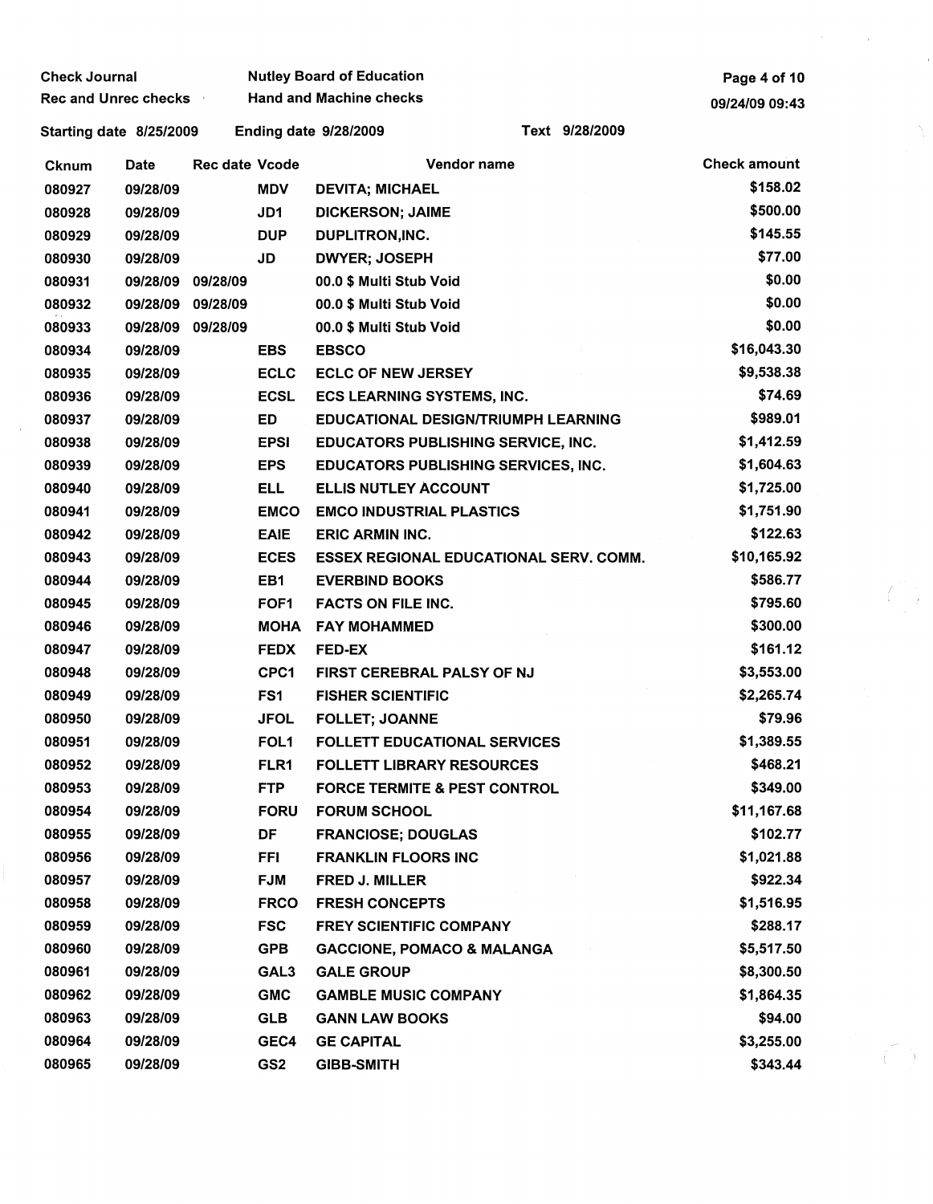Check Journal — Nutley Board of Education
Rec and Unrec checks — Hand and Machine checks

Starting date 8/25/2009 — Ending date 9/28/2009 — Text 9/28/2009

| Cknum | Date | Rec date | Vcode | Vendor name | Check amount |
|---|---|---|---|---|---|
| 080927 | 09/28/09 | | MDV | DEVITA; MICHAEL | $158.02 |
| 080928 | 09/28/09 | | JD1 | DICKERSON; JAIME | $500.00 |
| 080929 | 09/28/09 | | DUP | DUPLITRON,INC. | $145.55 |
| 080930 | 09/28/09 | | JD | DWYER; JOSEPH | $77.00 |
| 080931 | 09/28/09 | 09/28/09 | | 00.0 $ Multi Stub Void | $0.00 |
| 080932 | 09/28/09 | 09/28/09 | | 00.0 $ Multi Stub Void | $0.00 |
| 080933 | 09/28/09 | 09/28/09 | | 00.0 $ Multi Stub Void | $0.00 |
| 080934 | 09/28/09 | | EBS | EBSCO | $16,043.30 |
| 080935 | 09/28/09 | | ECLC | ECLC OF NEW JERSEY | $9,538.38 |
| 080936 | 09/28/09 | | ECSL | ECS LEARNING SYSTEMS, INC. | $74.69 |
| 080937 | 09/28/09 | | ED | EDUCATIONAL DESIGN/TRIUMPH LEARNING | $989.01 |
| 080938 | 09/28/09 | | EPSI | EDUCATORS PUBLISHING SERVICE, INC. | $1,412.59 |
| 080939 | 09/28/09 | | EPS | EDUCATORS PUBLISHING SERVICES, INC. | $1,604.63 |
| 080940 | 09/28/09 | | ELL | ELLIS NUTLEY ACCOUNT | $1,725.00 |
| 080941 | 09/28/09 | | EMCO | EMCO INDUSTRIAL PLASTICS | $1,751.90 |
| 080942 | 09/28/09 | | EAIE | ERIC ARMIN INC. | $122.63 |
| 080943 | 09/28/09 | | ECES | ESSEX REGIONAL EDUCATIONAL SERV. COMM. | $10,165.92 |
| 080944 | 09/28/09 | | EB1 | EVERBIND BOOKS | $586.77 |
| 080945 | 09/28/09 | | FOF1 | FACTS ON FILE INC. | $795.60 |
| 080946 | 09/28/09 | | MOHA | FAY MOHAMMED | $300.00 |
| 080947 | 09/28/09 | | FEDX | FED-EX | $161.12 |
| 080948 | 09/28/09 | | CPC1 | FIRST CEREBRAL PALSY OF NJ | $3,553.00 |
| 080949 | 09/28/09 | | FS1 | FISHER SCIENTIFIC | $2,265.74 |
| 080950 | 09/28/09 | | JFOL | FOLLET; JOANNE | $79.96 |
| 080951 | 09/28/09 | | FOL1 | FOLLETT EDUCATIONAL SERVICES | $1,389.55 |
| 080952 | 09/28/09 | | FLR1 | FOLLETT LIBRARY RESOURCES | $468.21 |
| 080953 | 09/28/09 | | FTP | FORCE TERMITE & PEST CONTROL | $349.00 |
| 080954 | 09/28/09 | | FORU | FORUM SCHOOL | $11,167.68 |
| 080955 | 09/28/09 | | DF | FRANCIOSE; DOUGLAS | $102.77 |
| 080956 | 09/28/09 | | FFI | FRANKLIN FLOORS INC | $1,021.88 |
| 080957 | 09/28/09 | | FJM | FRED J. MILLER | $922.34 |
| 080958 | 09/28/09 | | FRCO | FRESH CONCEPTS | $1,516.95 |
| 080959 | 09/28/09 | | FSC | FREY SCIENTIFIC COMPANY | $288.17 |
| 080960 | 09/28/09 | | GPB | GACCIONE, POMACO & MALANGA | $5,517.50 |
| 080961 | 09/28/09 | | GAL3 | GALE GROUP | $8,300.50 |
| 080962 | 09/28/09 | | GMC | GAMBLE MUSIC COMPANY | $1,864.35 |
| 080963 | 09/28/09 | | GLB | GANN LAW BOOKS | $94.00 |
| 080964 | 09/28/09 | | GEC4 | GE CAPITAL | $3,255.00 |
| 080965 | 09/28/09 | | GS2 | GIBB-SMITH | $343.44 |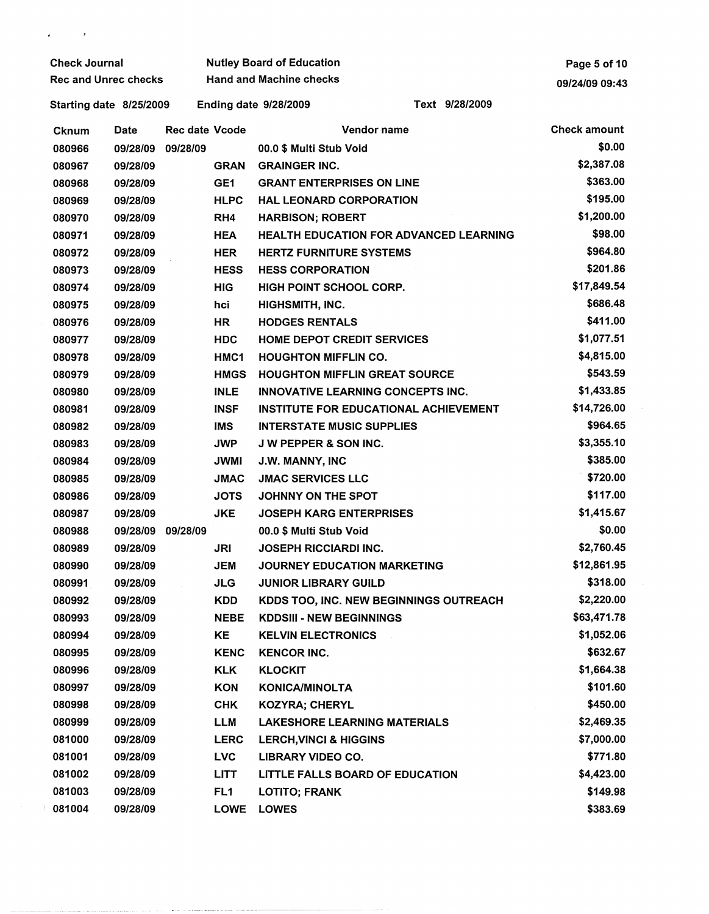Check Journal | Nutley Board of Education
Rec and Unrec checks | Hand and Machine checks

Starting date 8/25/2009 | Ending date 9/28/2009 | Text 9/28/2009

| Cknum | Date | Rec date | Vcode | Vendor name | Check amount |
|---|---|---|---|---|---|
| 080966 | 09/28/09 | 09/28/09 | | 00.0 $ Multi Stub Void | $0.00 |
| 080967 | 09/28/09 | | GRAN | GRAINGER INC. | $2,387.08 |
| 080968 | 09/28/09 | | GE1 | GRANT ENTERPRISES ON LINE | $363.00 |
| 080969 | 09/28/09 | | HLPC | HAL LEONARD CORPORATION | $195.00 |
| 080970 | 09/28/09 | | RH4 | HARBISON; ROBERT | $1,200.00 |
| 080971 | 09/28/09 | | HEA | HEALTH EDUCATION FOR ADVANCED LEARNING | $98.00 |
| 080972 | 09/28/09 | | HER | HERTZ FURNITURE SYSTEMS | $964.80 |
| 080973 | 09/28/09 | | HESS | HESS CORPORATION | $201.86 |
| 080974 | 09/28/09 | | HIG | HIGH POINT SCHOOL CORP. | $17,849.54 |
| 080975 | 09/28/09 | | hci | HIGHSMITH, INC. | $686.48 |
| 080976 | 09/28/09 | | HR | HODGES RENTALS | $411.00 |
| 080977 | 09/28/09 | | HDC | HOME DEPOT CREDIT SERVICES | $1,077.51 |
| 080978 | 09/28/09 | | HMC1 | HOUGHTON MIFFLIN CO. | $4,815.00 |
| 080979 | 09/28/09 | | HMGS | HOUGHTON MIFFLIN GREAT SOURCE | $543.59 |
| 080980 | 09/28/09 | | INLE | INNOVATIVE LEARNING CONCEPTS INC. | $1,433.85 |
| 080981 | 09/28/09 | | INSF | INSTITUTE FOR EDUCATIONAL ACHIEVEMENT | $14,726.00 |
| 080982 | 09/28/09 | | IMS | INTERSTATE MUSIC SUPPLIES | $964.65 |
| 080983 | 09/28/09 | | JWP | J W PEPPER & SON INC. | $3,355.10 |
| 080984 | 09/28/09 | | JWMI | J.W. MANNY, INC | $385.00 |
| 080985 | 09/28/09 | | JMAC | JMAC SERVICES LLC | $720.00 |
| 080986 | 09/28/09 | | JOTS | JOHNNY ON THE SPOT | $117.00 |
| 080987 | 09/28/09 | | JKE | JOSEPH KARG ENTERPRISES | $1,415.67 |
| 080988 | 09/28/09 | 09/28/09 | | 00.0 $ Multi Stub Void | $0.00 |
| 080989 | 09/28/09 | | JRI | JOSEPH RICCIARDI INC. | $2,760.45 |
| 080990 | 09/28/09 | | JEM | JOURNEY EDUCATION MARKETING | $12,861.95 |
| 080991 | 09/28/09 | | JLG | JUNIOR LIBRARY GUILD | $318.00 |
| 080992 | 09/28/09 | | KDD | KDDS TOO, INC. NEW BEGINNINGS OUTREACH | $2,220.00 |
| 080993 | 09/28/09 | | NEBE | KDDSIII - NEW BEGINNINGS | $63,471.78 |
| 080994 | 09/28/09 | | KE | KELVIN ELECTRONICS | $1,052.06 |
| 080995 | 09/28/09 | | KENC | KENCOR INC. | $632.67 |
| 080996 | 09/28/09 | | KLK | KLOCKIT | $1,664.38 |
| 080997 | 09/28/09 | | KON | KONICA/MINOLTA | $101.60 |
| 080998 | 09/28/09 | | CHK | KOZYRA; CHERYL | $450.00 |
| 080999 | 09/28/09 | | LLM | LAKESHORE LEARNING MATERIALS | $2,469.35 |
| 081000 | 09/28/09 | | LERC | LERCH,VINCI & HIGGINS | $7,000.00 |
| 081001 | 09/28/09 | | LVC | LIBRARY VIDEO CO. | $771.80 |
| 081002 | 09/28/09 | | LITT | LITTLE FALLS BOARD OF EDUCATION | $4,423.00 |
| 081003 | 09/28/09 | | FL1 | LOTITO; FRANK | $149.98 |
| 081004 | 09/28/09 | | LOWE | LOWES | $383.69 |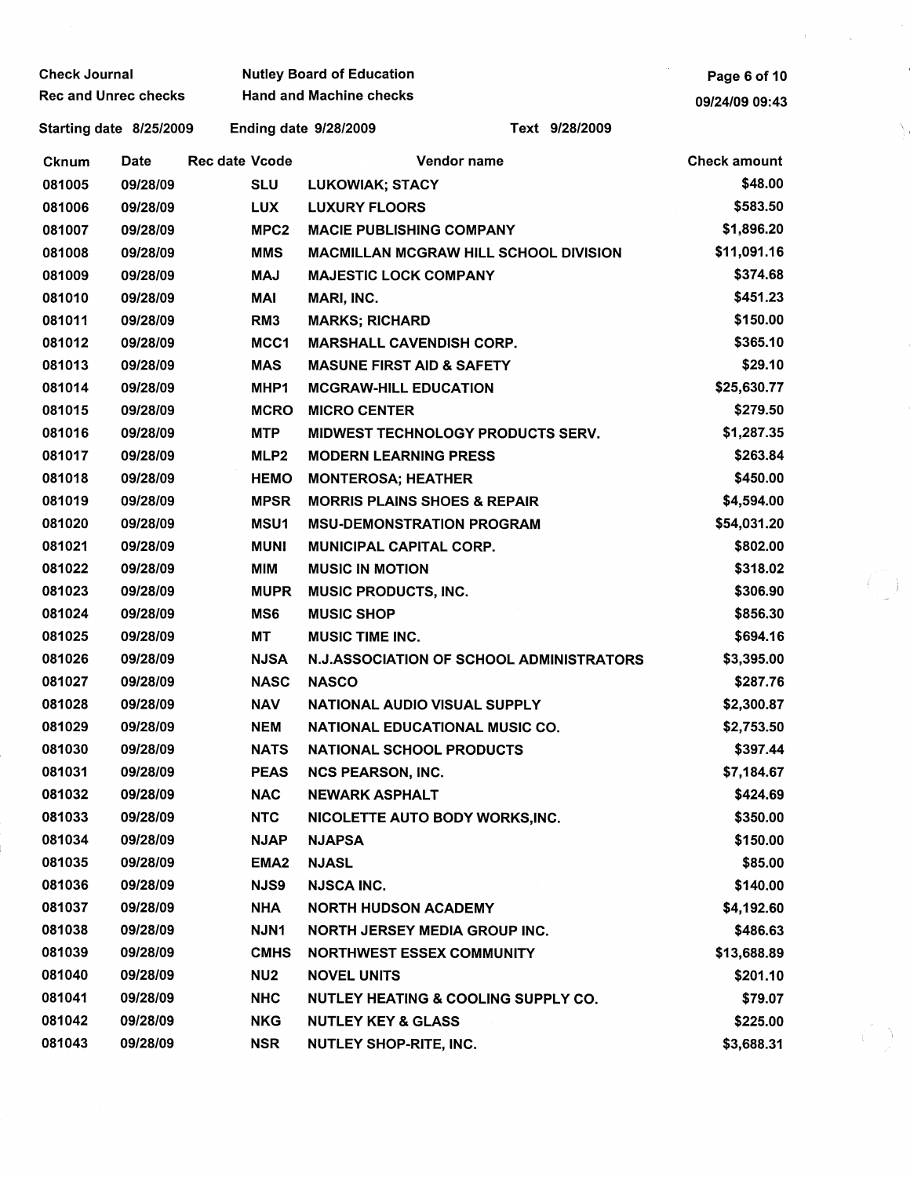Check Journal | Nutley Board of Education
Rec and Unrec checks | Hand and Machine checks

Starting date 8/25/2009 | Ending date 9/28/2009 | Text 9/28/2009

| Cknum | Date | Rec date | Vcode | Vendor name | Check amount |
|---|---|---|---|---|---|
| 081005 | 09/28/09 | | SLU | LUKOWIAK; STACY | $48.00 |
| 081006 | 09/28/09 | | LUX | LUXURY FLOORS | $583.50 |
| 081007 | 09/28/09 | | MPC2 | MACIE PUBLISHING COMPANY | $1,896.20 |
| 081008 | 09/28/09 | | MMS | MACMILLAN MCGRAW HILL SCHOOL DIVISION | $11,091.16 |
| 081009 | 09/28/09 | | MAJ | MAJESTIC LOCK COMPANY | $374.68 |
| 081010 | 09/28/09 | | MAI | MARI, INC. | $451.23 |
| 081011 | 09/28/09 | | RM3 | MARKS; RICHARD | $150.00 |
| 081012 | 09/28/09 | | MCC1 | MARSHALL CAVENDISH CORP. | $365.10 |
| 081013 | 09/28/09 | | MAS | MASUNE FIRST AID & SAFETY | $29.10 |
| 081014 | 09/28/09 | | MHP1 | MCGRAW-HILL EDUCATION | $25,630.77 |
| 081015 | 09/28/09 | | MCRO | MICRO CENTER | $279.50 |
| 081016 | 09/28/09 | | MTP | MIDWEST TECHNOLOGY PRODUCTS SERV. | $1,287.35 |
| 081017 | 09/28/09 | | MLP2 | MODERN LEARNING PRESS | $263.84 |
| 081018 | 09/28/09 | | HEMO | MONTEROSA; HEATHER | $450.00 |
| 081019 | 09/28/09 | | MPSR | MORRIS PLAINS SHOES & REPAIR | $4,594.00 |
| 081020 | 09/28/09 | | MSU1 | MSU-DEMONSTRATION PROGRAM | $54,031.20 |
| 081021 | 09/28/09 | | MUNI | MUNICIPAL CAPITAL CORP. | $802.00 |
| 081022 | 09/28/09 | | MIM | MUSIC IN MOTION | $318.02 |
| 081023 | 09/28/09 | | MUPR | MUSIC PRODUCTS, INC. | $306.90 |
| 081024 | 09/28/09 | | MS6 | MUSIC SHOP | $856.30 |
| 081025 | 09/28/09 | | MT | MUSIC TIME INC. | $694.16 |
| 081026 | 09/28/09 | | NJSA | N.J.ASSOCIATION OF SCHOOL ADMINISTRATORS | $3,395.00 |
| 081027 | 09/28/09 | | NASC | NASCO | $287.76 |
| 081028 | 09/28/09 | | NAV | NATIONAL AUDIO VISUAL SUPPLY | $2,300.87 |
| 081029 | 09/28/09 | | NEM | NATIONAL EDUCATIONAL MUSIC CO. | $2,753.50 |
| 081030 | 09/28/09 | | NATS | NATIONAL SCHOOL PRODUCTS | $397.44 |
| 081031 | 09/28/09 | | PEAS | NCS PEARSON, INC. | $7,184.67 |
| 081032 | 09/28/09 | | NAC | NEWARK ASPHALT | $424.69 |
| 081033 | 09/28/09 | | NTC | NICOLETTE AUTO BODY WORKS,INC. | $350.00 |
| 081034 | 09/28/09 | | NJAP | NJAPSA | $150.00 |
| 081035 | 09/28/09 | | EMA2 | NJASL | $85.00 |
| 081036 | 09/28/09 | | NJS9 | NJSCA INC. | $140.00 |
| 081037 | 09/28/09 | | NHA | NORTH HUDSON ACADEMY | $4,192.60 |
| 081038 | 09/28/09 | | NJN1 | NORTH JERSEY MEDIA GROUP INC. | $486.63 |
| 081039 | 09/28/09 | | CMHS | NORTHWEST ESSEX COMMUNITY | $13,688.89 |
| 081040 | 09/28/09 | | NU2 | NOVEL UNITS | $201.10 |
| 081041 | 09/28/09 | | NHC | NUTLEY HEATING & COOLING SUPPLY CO. | $79.07 |
| 081042 | 09/28/09 | | NKG | NUTLEY KEY & GLASS | $225.00 |
| 081043 | 09/28/09 | | NSR | NUTLEY SHOP-RITE, INC. | $3,688.31 |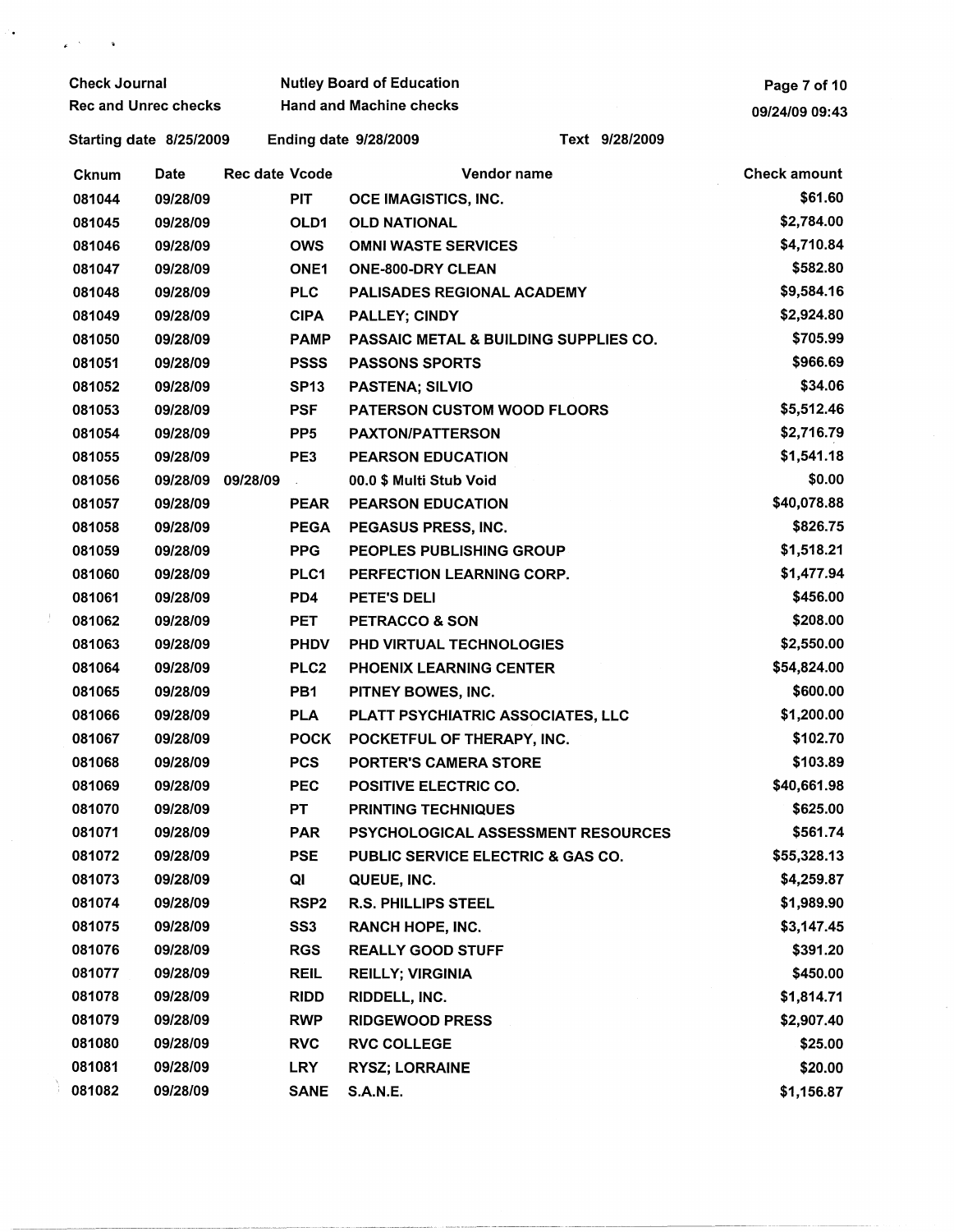Check Journal | Nutley Board of Education
Rec and Unrec checks | Hand and Machine checks

09/24/09 09:43

Starting date 8/25/2009 | Ending date 9/28/2009 | Text 9/28/2009

| Cknum | Date | Rec date | Vcode | Vendor name | Check amount |
|---|---|---|---|---|---|
| 081044 | 09/28/09 | | PIT | OCE IMAGISTICS, INC. | $61.60 |
| 081045 | 09/28/09 | | OLD1 | OLD NATIONAL | $2,784.00 |
| 081046 | 09/28/09 | | OWS | OMNI WASTE SERVICES | $4,710.84 |
| 081047 | 09/28/09 | | ONE1 | ONE-800-DRY CLEAN | $582.80 |
| 081048 | 09/28/09 | | PLC | PALISADES REGIONAL ACADEMY | $9,584.16 |
| 081049 | 09/28/09 | | CIPA | PALLEY; CINDY | $2,924.80 |
| 081050 | 09/28/09 | | PAMP | PASSAIC METAL & BUILDING SUPPLIES CO. | $705.99 |
| 081051 | 09/28/09 | | PSSS | PASSONS SPORTS | $966.69 |
| 081052 | 09/28/09 | | SP13 | PASTENA; SILVIO | $34.06 |
| 081053 | 09/28/09 | | PSF | PATERSON CUSTOM WOOD FLOORS | $5,512.46 |
| 081054 | 09/28/09 | | PP5 | PAXTON/PATTERSON | $2,716.79 |
| 081055 | 09/28/09 | | PE3 | PEARSON EDUCATION | $1,541.18 |
| 081056 | 09/28/09 | 09/28/09 | | 00.0 $ Multi Stub Void | $0.00 |
| 081057 | 09/28/09 | | PEAR | PEARSON EDUCATION | $40,078.88 |
| 081058 | 09/28/09 | | PEGA | PEGASUS PRESS, INC. | $826.75 |
| 081059 | 09/28/09 | | PPG | PEOPLES PUBLISHING GROUP | $1,518.21 |
| 081060 | 09/28/09 | | PLC1 | PERFECTION LEARNING CORP. | $1,477.94 |
| 081061 | 09/28/09 | | PD4 | PETE'S DELI | $456.00 |
| 081062 | 09/28/09 | | PET | PETRACCO & SON | $208.00 |
| 081063 | 09/28/09 | | PHDV | PHD VIRTUAL TECHNOLOGIES | $2,550.00 |
| 081064 | 09/28/09 | | PLC2 | PHOENIX LEARNING CENTER | $54,824.00 |
| 081065 | 09/28/09 | | PB1 | PITNEY BOWES, INC. | $600.00 |
| 081066 | 09/28/09 | | PLA | PLATT PSYCHIATRIC ASSOCIATES, LLC | $1,200.00 |
| 081067 | 09/28/09 | | POCK | POCKETFUL OF THERAPY, INC. | $102.70 |
| 081068 | 09/28/09 | | PCS | PORTER'S CAMERA STORE | $103.89 |
| 081069 | 09/28/09 | | PEC | POSITIVE ELECTRIC CO. | $40,661.98 |
| 081070 | 09/28/09 | | PT | PRINTING TECHNIQUES | $625.00 |
| 081071 | 09/28/09 | | PAR | PSYCHOLOGICAL ASSESSMENT RESOURCES | $561.74 |
| 081072 | 09/28/09 | | PSE | PUBLIC SERVICE ELECTRIC & GAS CO. | $55,328.13 |
| 081073 | 09/28/09 | | QI | QUEUE, INC. | $4,259.87 |
| 081074 | 09/28/09 | | RSP2 | R.S. PHILLIPS STEEL | $1,989.90 |
| 081075 | 09/28/09 | | SS3 | RANCH HOPE, INC. | $3,147.45 |
| 081076 | 09/28/09 | | RGS | REALLY GOOD STUFF | $391.20 |
| 081077 | 09/28/09 | | REIL | REILLY; VIRGINIA | $450.00 |
| 081078 | 09/28/09 | | RIDD | RIDDELL, INC. | $1,814.71 |
| 081079 | 09/28/09 | | RWP | RIDGEWOOD PRESS | $2,907.40 |
| 081080 | 09/28/09 | | RVC | RVC COLLEGE | $25.00 |
| 081081 | 09/28/09 | | LRY | RYSZ; LORRAINE | $20.00 |
| 081082 | 09/28/09 | | SANE | S.A.N.E. | $1,156.87 |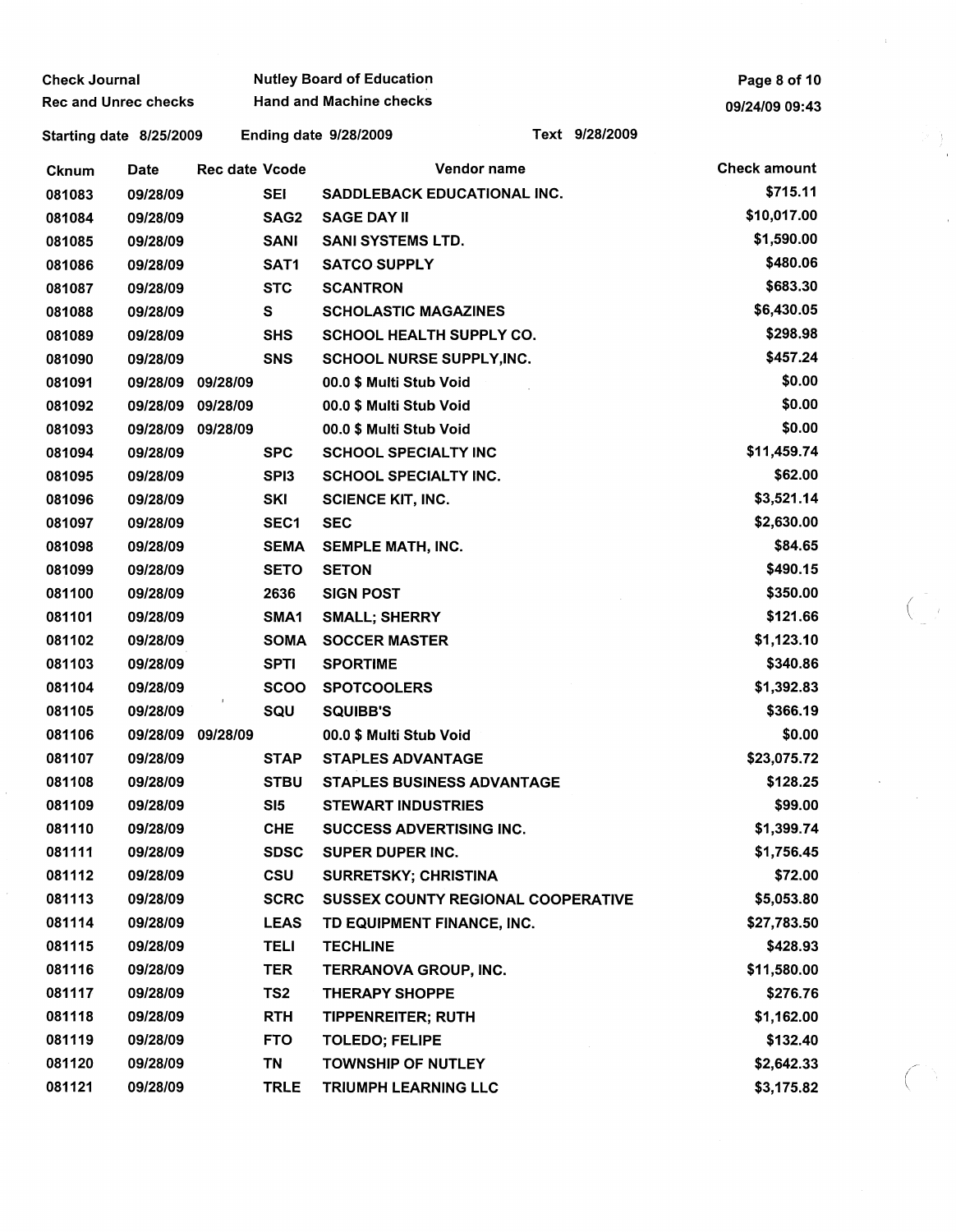Check Journal
Rec and Unrec checks

Nutley Board of Education
Hand and Machine checks

09/24/09 09:43

Starting date 8/25/2009 Ending date 9/28/2009 Text 9/28/2009

| Cknum | Date | Rec date | Vcode | Vendor name | Check amount |
|---|---|---|---|---|---|
| 081083 | 09/28/09 | | SEI | SADDLEBACK EDUCATIONAL INC. | $715.11 |
| 081084 | 09/28/09 | | SAG2 | SAGE DAY II | $10,017.00 |
| 081085 | 09/28/09 | | SANI | SANI SYSTEMS LTD. | $1,590.00 |
| 081086 | 09/28/09 | | SAT1 | SATCO SUPPLY | $480.06 |
| 081087 | 09/28/09 | | STC | SCANTRON | $683.30 |
| 081088 | 09/28/09 | | S | SCHOLASTIC MAGAZINES | $6,430.05 |
| 081089 | 09/28/09 | | SHS | SCHOOL HEALTH SUPPLY CO. | $298.98 |
| 081090 | 09/28/09 | | SNS | SCHOOL NURSE SUPPLY,INC. | $457.24 |
| 081091 | 09/28/09 | 09/28/09 | | 00.0 $ Multi Stub Void | $0.00 |
| 081092 | 09/28/09 | 09/28/09 | | 00.0 $ Multi Stub Void | $0.00 |
| 081093 | 09/28/09 | 09/28/09 | | 00.0 $ Multi Stub Void | $0.00 |
| 081094 | 09/28/09 | | SPC | SCHOOL SPECIALTY INC | $11,459.74 |
| 081095 | 09/28/09 | | SPI3 | SCHOOL SPECIALTY INC. | $62.00 |
| 081096 | 09/28/09 | | SKI | SCIENCE KIT, INC. | $3,521.14 |
| 081097 | 09/28/09 | | SEC1 | SEC | $2,630.00 |
| 081098 | 09/28/09 | | SEMA | SEMPLE MATH, INC. | $84.65 |
| 081099 | 09/28/09 | | SETO | SETON | $490.15 |
| 081100 | 09/28/09 | | 2636 | SIGN POST | $350.00 |
| 081101 | 09/28/09 | | SMA1 | SMALL; SHERRY | $121.66 |
| 081102 | 09/28/09 | | SOMA | SOCCER MASTER | $1,123.10 |
| 081103 | 09/28/09 | | SPTI | SPORTIME | $340.86 |
| 081104 | 09/28/09 | | SCOO | SPOTCOOLERS | $1,392.83 |
| 081105 | 09/28/09 | | SQU | SQUIBB'S | $366.19 |
| 081106 | 09/28/09 | 09/28/09 | | 00.0 $ Multi Stub Void | $0.00 |
| 081107 | 09/28/09 | | STAP | STAPLES ADVANTAGE | $23,075.72 |
| 081108 | 09/28/09 | | STBU | STAPLES BUSINESS ADVANTAGE | $128.25 |
| 081109 | 09/28/09 | | SI5 | STEWART INDUSTRIES | $99.00 |
| 081110 | 09/28/09 | | CHE | SUCCESS ADVERTISING INC. | $1,399.74 |
| 081111 | 09/28/09 | | SDSC | SUPER DUPER INC. | $1,756.45 |
| 081112 | 09/28/09 | | CSU | SURRETSKY; CHRISTINA | $72.00 |
| 081113 | 09/28/09 | | SCRC | SUSSEX COUNTY REGIONAL COOPERATIVE | $5,053.80 |
| 081114 | 09/28/09 | | LEAS | TD EQUIPMENT FINANCE, INC. | $27,783.50 |
| 081115 | 09/28/09 | | TELI | TECHLINE | $428.93 |
| 081116 | 09/28/09 | | TER | TERRANOVA GROUP, INC. | $11,580.00 |
| 081117 | 09/28/09 | | TS2 | THERAPY SHOPPE | $276.76 |
| 081118 | 09/28/09 | | RTH | TIPPENREITER; RUTH | $1,162.00 |
| 081119 | 09/28/09 | | FTO | TOLEDO; FELIPE | $132.40 |
| 081120 | 09/28/09 | | TN | TOWNSHIP OF NUTLEY | $2,642.33 |
| 081121 | 09/28/09 | | TRLE | TRIUMPH LEARNING LLC | $3,175.82 |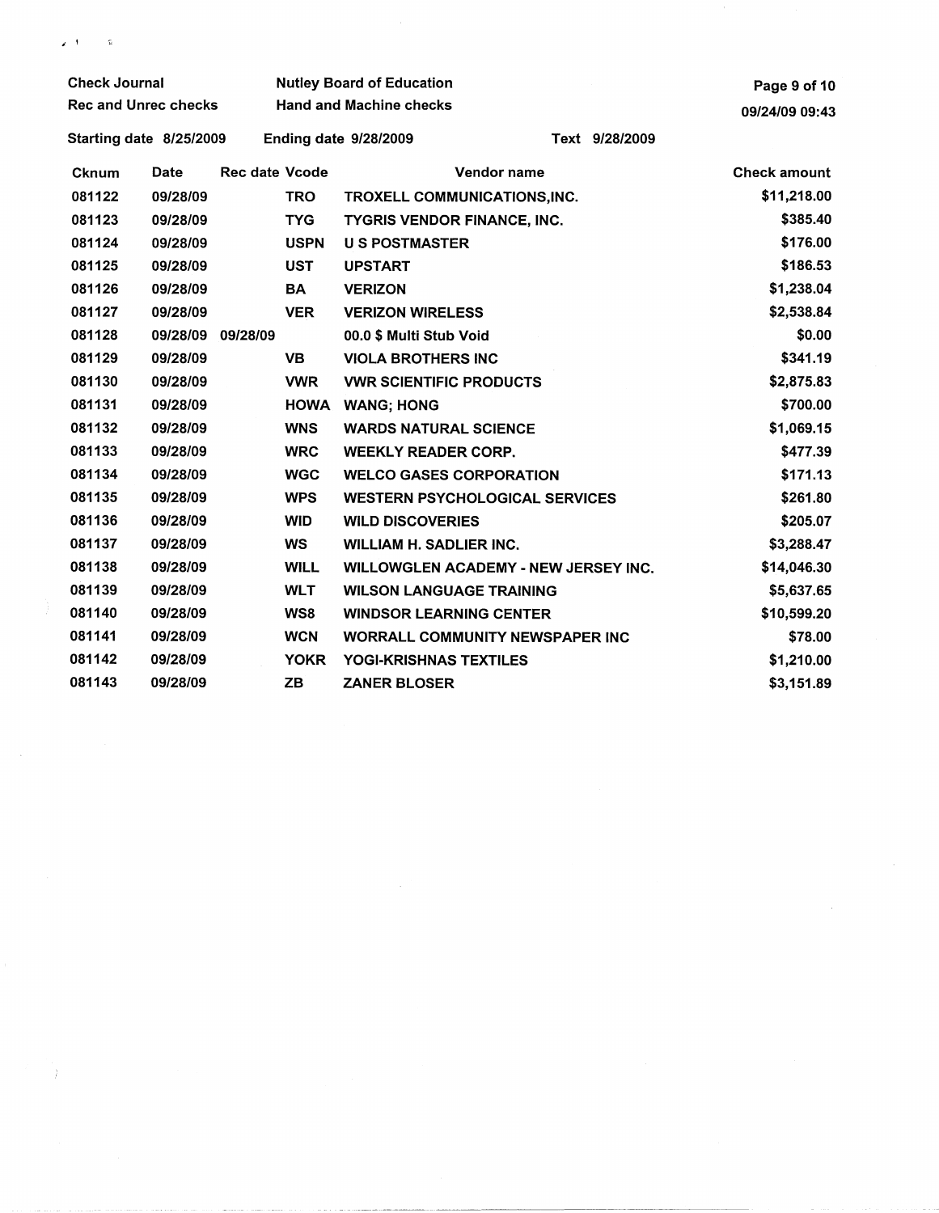Check Journal | Nutley Board of Education
Rec and Unrec checks | Hand and Machine checks

09/24/09 09:43

Starting date 8/25/2009 | Ending date 9/28/2009 | Text 9/28/2009

| Cknum | Date | Rec date | Vcode | Vendor name | Check amount |
|---|---|---|---|---|---|
| 081122 | 09/28/09 | | TRO | TROXELL COMMUNICATIONS,INC. | $11,218.00 |
| 081123 | 09/28/09 | | TYG | TYGRIS VENDOR FINANCE, INC. | $385.40 |
| 081124 | 09/28/09 | | USPN | U S POSTMASTER | $176.00 |
| 081125 | 09/28/09 | | UST | UPSTART | $186.53 |
| 081126 | 09/28/09 | | BA | VERIZON | $1,238.04 |
| 081127 | 09/28/09 | | VER | VERIZON WIRELESS | $2,538.84 |
| 081128 | 09/28/09 | 09/28/09 | | 00.0 $ Multi Stub Void | $0.00 |
| 081129 | 09/28/09 | | VB | VIOLA BROTHERS INC | $341.19 |
| 081130 | 09/28/09 | | VWR | VWR SCIENTIFIC PRODUCTS | $2,875.83 |
| 081131 | 09/28/09 | | HOWA | WANG; HONG | $700.00 |
| 081132 | 09/28/09 | | WNS | WARDS NATURAL SCIENCE | $1,069.15 |
| 081133 | 09/28/09 | | WRC | WEEKLY READER CORP. | $477.39 |
| 081134 | 09/28/09 | | WGC | WELCO GASES CORPORATION | $171.13 |
| 081135 | 09/28/09 | | WPS | WESTERN PSYCHOLOGICAL SERVICES | $261.80 |
| 081136 | 09/28/09 | | WID | WILD DISCOVERIES | $205.07 |
| 081137 | 09/28/09 | | WS | WILLIAM H. SADLIER INC. | $3,288.47 |
| 081138 | 09/28/09 | | WILL | WILLOWGLEN ACADEMY - NEW JERSEY INC. | $14,046.30 |
| 081139 | 09/28/09 | | WLT | WILSON LANGUAGE TRAINING | $5,637.65 |
| 081140 | 09/28/09 | | WS8 | WINDSOR LEARNING CENTER | $10,599.20 |
| 081141 | 09/28/09 | | WCN | WORRALL COMMUNITY NEWSPAPER INC | $78.00 |
| 081142 | 09/28/09 | | YOKR | YOGI-KRISHNAS TEXTILES | $1,210.00 |
| 081143 | 09/28/09 | | ZB | ZANER BLOSER | $3,151.89 |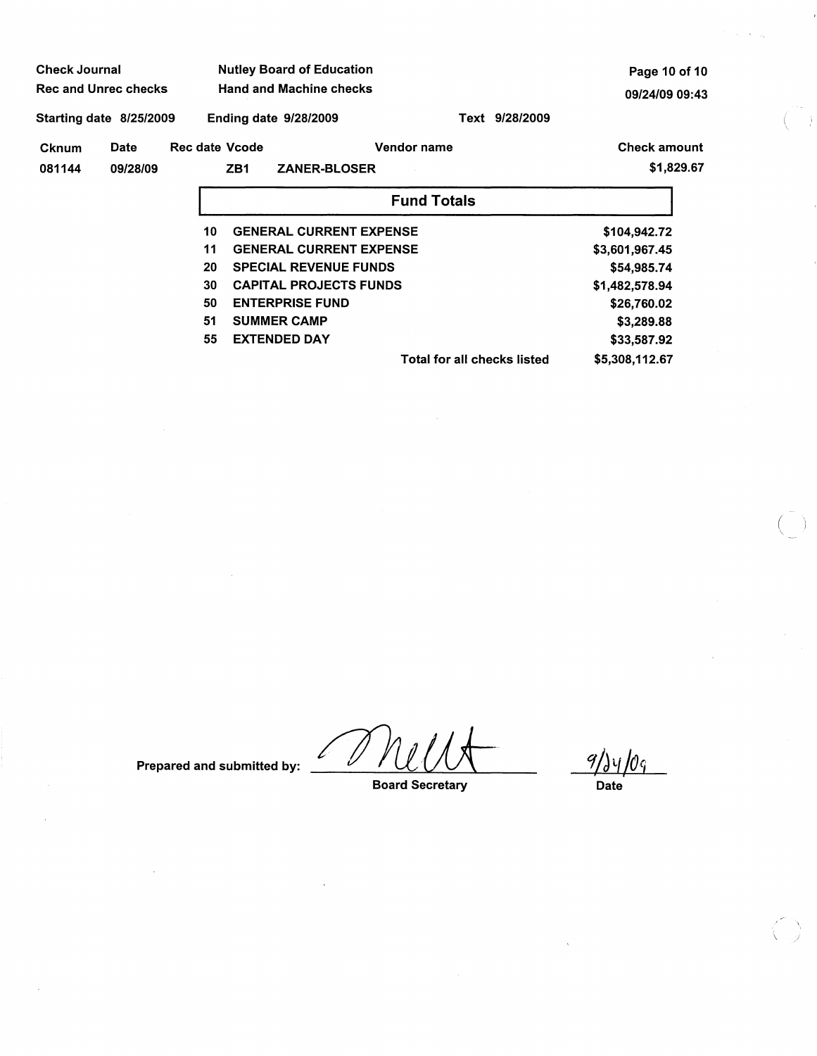Check Journal
Rec and Unrec checks

Nutley Board of Education
Hand and Machine checks

09/24/09 09:43

Starting date 8/25/2009 Ending date 9/28/2009 Text 9/28/2009

| Cknum | Date | Rec date | Vcode | Vendor name | Check amount |
|---|---|---|---|---|---|
| 081144 | 09/28/09 | | ZB1 | ZANER-BLOSER | $1,829.67 |

## Fund Totals

| | | |
|---|---|---|
| 10 | GENERAL CURRENT EXPENSE | $104,942.72 |
| 11 | GENERAL CURRENT EXPENSE | $3,601,967.45 |
| 20 | SPECIAL REVENUE FUNDS | $54,985.74 |
| 30 | CAPITAL PROJECTS FUNDS | $1,482,578.94 |
| 50 | ENTERPRISE FUND | $26,760.02 |
| 51 | SUMMER CAMP | $3,289.88 |
| 55 | EXTENDED DAY | $33,587.92 |
| | Total for all checks listed | $5,308,112.67 |

Prepared and submitted by: [signature] Board Secretary

9/24/09
Date